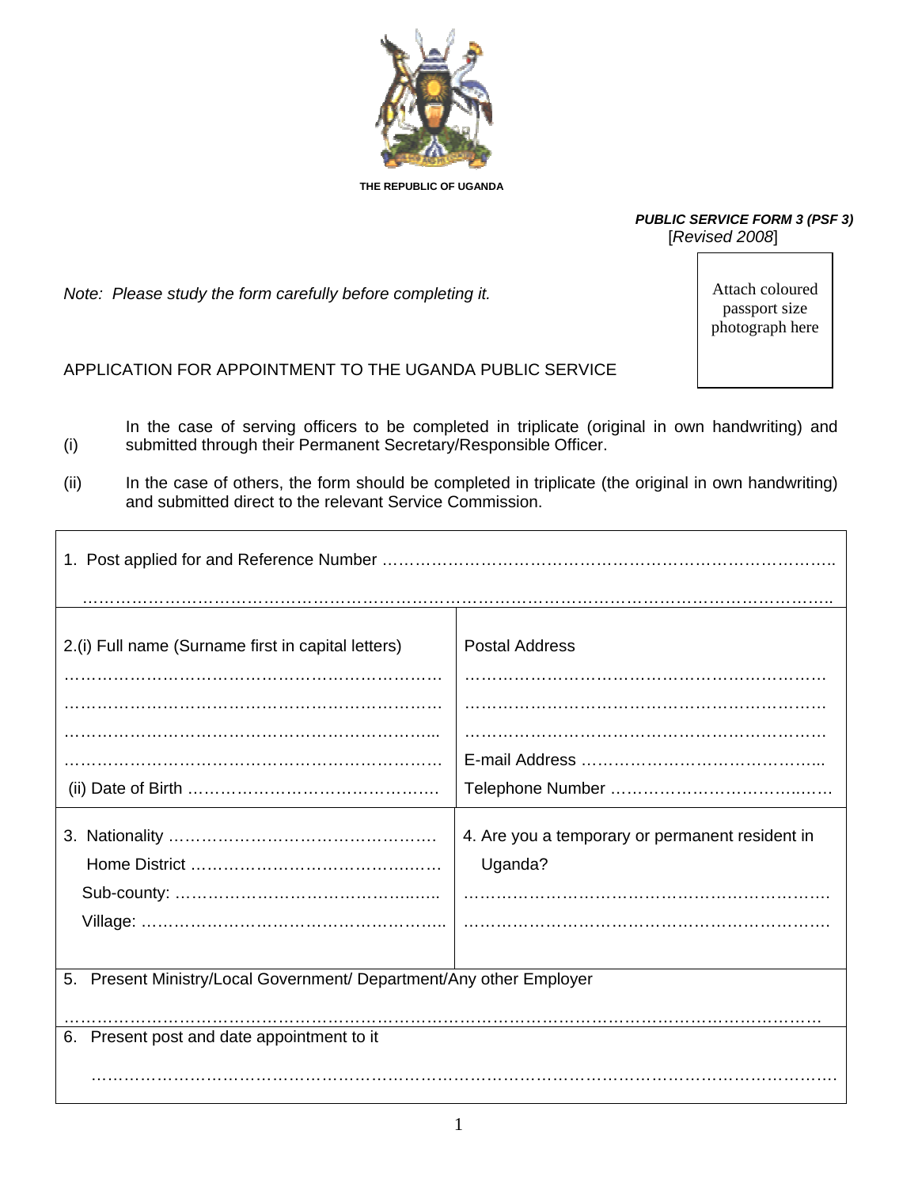THE REPUBLIC OF UGANDA

***PUBLIC SERVICE FORM 3 (PSF 3)***
[*Revised 2008*]

Attach coloured passport size photograph here

*Note: Please study the form carefully before completing it.*

APPLICATION FOR APPOINTMENT TO THE UGANDA PUBLIC SERVICE

(i) In the case of serving officers to be completed in triplicate (original in own handwriting) and submitted through their Permanent Secretary/Responsible Officer.

(ii) In the case of others, the form should be completed in triplicate (the original in own handwriting) and submitted direct to the relevant Service Commission.

| | |
|---|---|
| 1. Post applied for and Reference Number …………………………………………………………………………<br>………………………………………………………………………………………………………………… | |
| 2.(i) Full name (Surname first in capital letters)<br>……………………………………………………………<br>……………………………………………………………<br>……………………………………………………………<br>……………………………………………………………<br>(ii) Date of Birth ………………………………………. | Postal Address<br>……………………………………………………………<br>……………………………………………………………<br>……………………………………………………………<br>E-mail Address ……………………………………….<br>Telephone Number ………………………………… |
| 3. Nationality …………………………………………<br>Home District ………………………………………<br>Sub-county: ………………………………………..<br>Village: ………………………………………………. | 4. Are you a temporary or permanent resident in Uganda?<br>……………………………………………………………<br>…………………………………………………………… |
| 5. Present Ministry/Local Government/ Department/Any other Employer<br>………………………………………………………………………………………………………………… | |
| 6. Present post and date appointment to it<br>………………………………………………………………………………………………………………… | |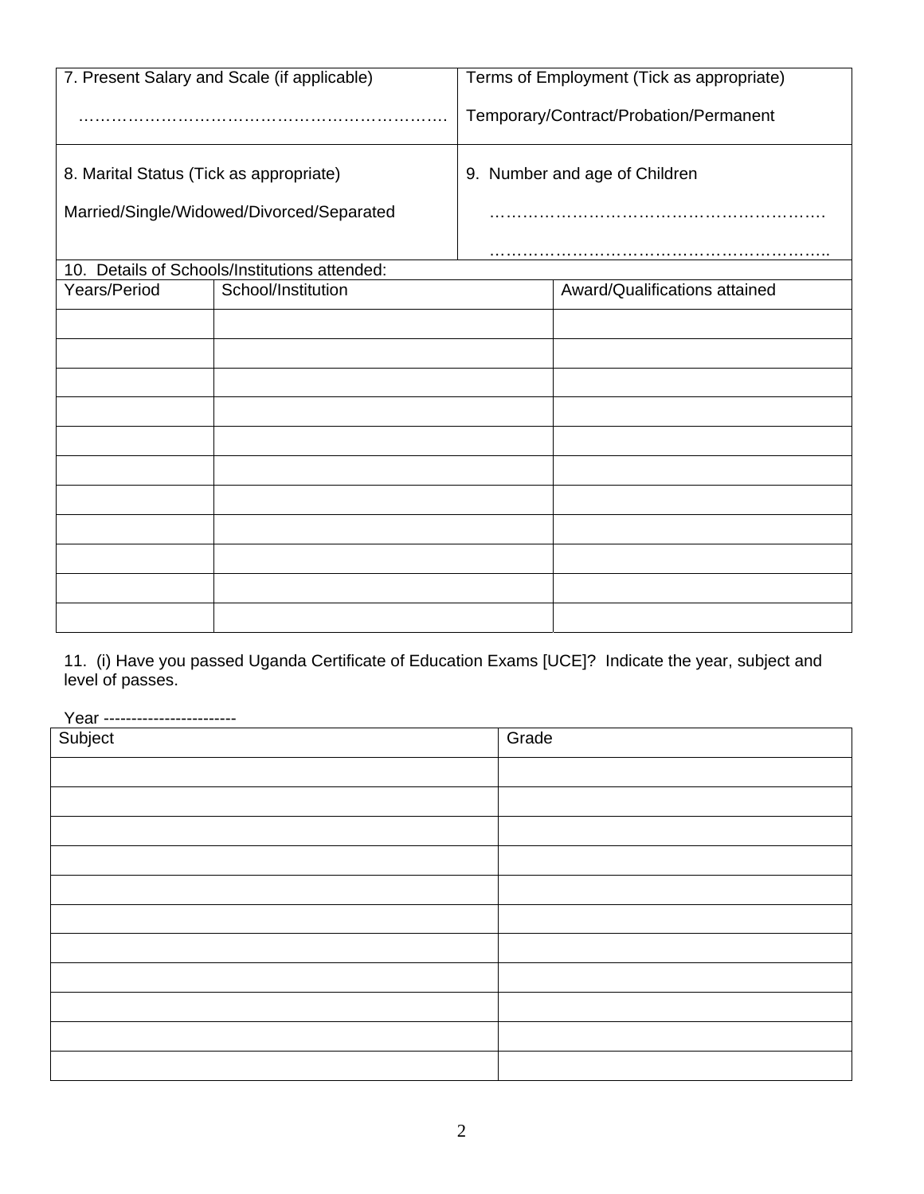| 7. Present Salary and Scale (if applicable) | Terms of Employment (Tick as appropriate) |
|---|---|
| ……………………………………………………… | Temporary/Contract/Probation/Permanent |
| 8. Marital Status (Tick as appropriate) | 9. Number and age of Children |
| Married/Single/Widowed/Divorced/Separated | ………………………………………………… |
| | ………………………………………………….. |

10. Details of Schools/Institutions attended:

| Years/Period | School/Institution | Award/Qualifications attained |
|---|---|---|
| | | |
| | | |
| | | |
| | | |
| | | |
| | | |
| | | |
| | | |
| | | |
| | | |
| | | |

11. (i) Have you passed Uganda Certificate of Education Exams [UCE]? Indicate the year, subject and level of passes.

Year -----------------------

| Subject | Grade |
|---|---|
| | |
| | |
| | |
| | |
| | |
| | |
| | |
| | |
| | |
| | |
| | |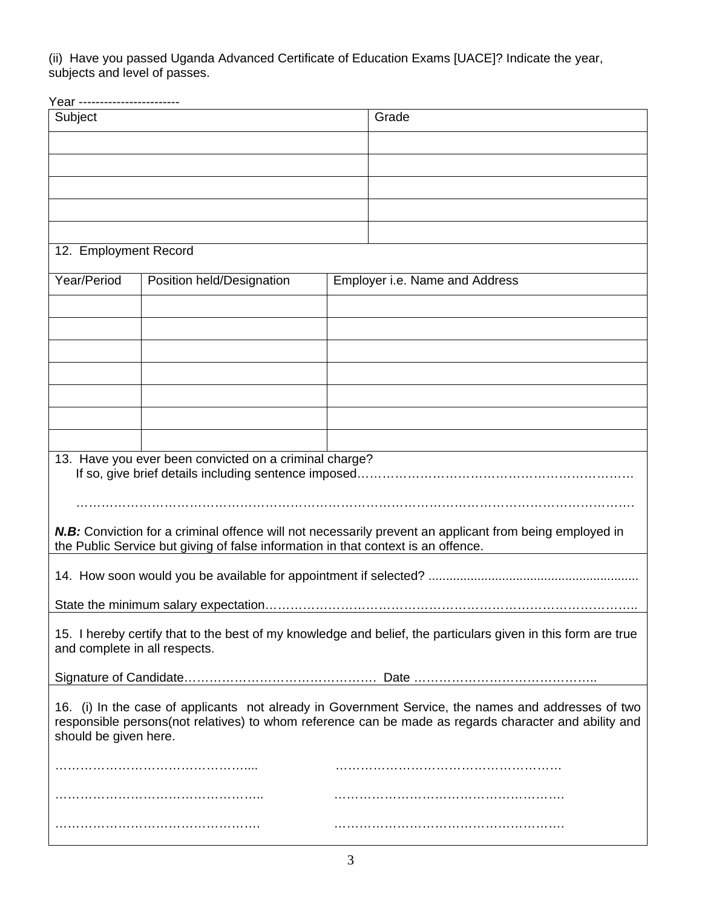(ii) Have you passed Uganda Advanced Certificate of Education Exams [UACE]? Indicate the year, subjects and level of passes.

Year ------------------------

| Subject | Grade |
|---|---|
| | |
| | |
| | |
| | |
| | |

12. Employment Record

| Year/Period | Position held/Designation | Employer i.e. Name and Address |
|---|---|---|
| | | |
| | | |
| | | |
| | | |
| | | |
| | | |
| | | |

13. Have you ever been convicted on a criminal charge?
If so, give brief details including sentence imposed……………………………………………………….

………………………………………………………………………………………………………………

***N.B:*** Conviction for a criminal offence will not necessarily prevent an applicant from being employed in the Public Service but giving of false information in that context is an offence.

14. How soon would you be available for appointment if selected? ..........................................................

State the minimum salary expectation……………………………………………………………………………..

15. I hereby certify that to the best of my knowledge and belief, the particulars given in this form are true and complete in all respects.

Signature of Candidate………………………………………. Date ……………………………………..

16. (i) In the case of applicants not already in Government Service, the names and addresses of two responsible persons(not relatives) to whom reference can be made as regards character and ability and should be given here.

…………………………………….....　　　　…………………………………………….

…………………………………………..　　　　……………………………………………….

………………………………………….　　　　……………………………………………….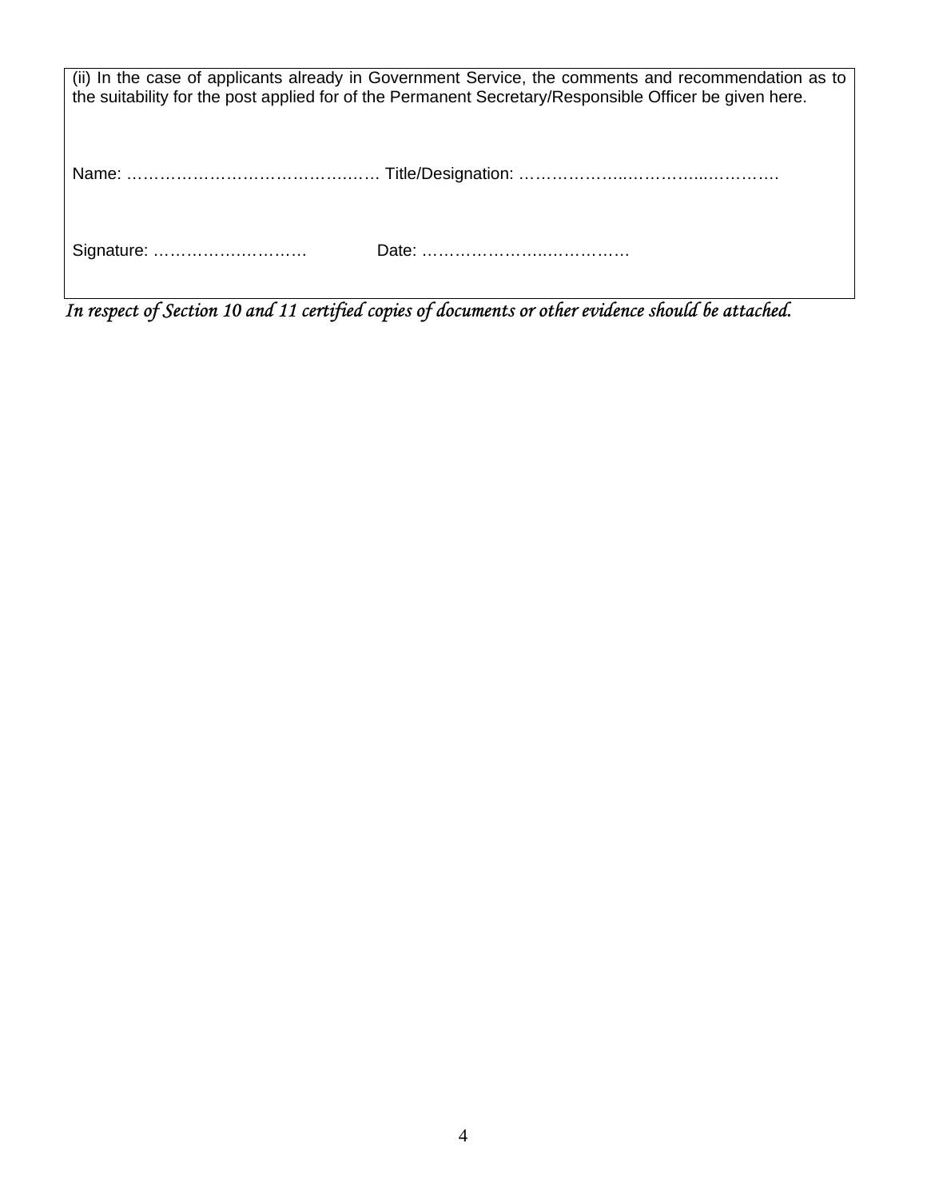(ii) In the case of applicants already in Government Service, the comments and recommendation as to the suitability for the post applied for of the Permanent Secretary/Responsible Officer be given here.

Name: ……………………………….…… Title/Designation: ……………….………….…………

Signature: ……………..……… Date: ………………..……………

*In respect of Section 10 and 11 certified copies of documents or other evidence should be attached.*